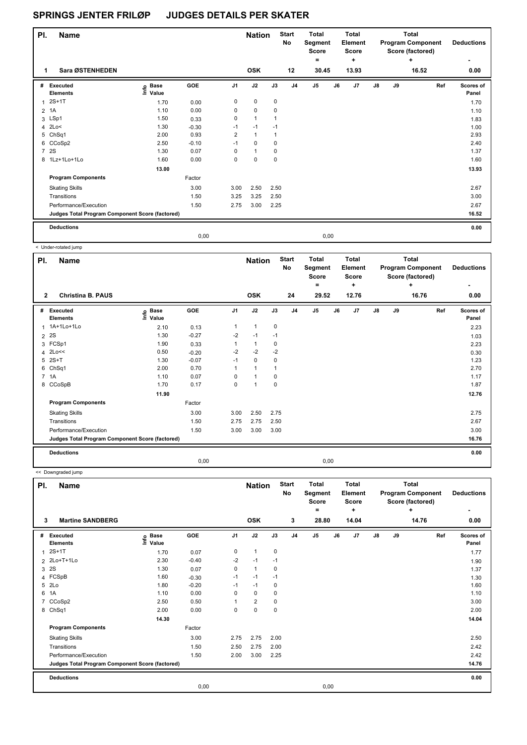# SPRINGS JENTER FRILØP JUDGES DETAILS PER SKATER

| Pl. | Name | Nation | Start No | Total Segment Score = | Total Element Score + | Total Program Component Score (factored) + | Deductions - |
|---|---|---|---|---|---|---|---|
| 1 | Sara ØSTENHEDEN | OSK | 12 | 30.45 | 13.93 | 16.52 | 0.00 |

| # | Executed Elements | Info | Base Value | GOE | J1 | J2 | J3 | J4 | J5 | J6 | J7 | J8 | J9 | Ref | Scores of Panel |
|---|---|---|---|---|---|---|---|---|---|---|---|---|---|---|---|
| 1 | 2S+1T | | 1.70 | 0.00 | 0 | 0 | 0 | | | | | | | | 1.70 |
| 2 | 1A | | 1.10 | 0.00 | 0 | 0 | 0 | | | | | | | | 1.10 |
| 3 | LSp1 | | 1.50 | 0.33 | 0 | 1 | 1 | | | | | | | | 1.83 |
| 4 | 2Lo< | | 1.30 | -0.30 | -1 | -1 | -1 | | | | | | | | 1.00 |
| 5 | ChSq1 | | 2.00 | 0.93 | 2 | 1 | 1 | | | | | | | | 2.93 |
| 6 | CCoSp2 | | 2.50 | -0.10 | -1 | 0 | 0 | | | | | | | | 2.40 |
| 7 | 2S | | 1.30 | 0.07 | 0 | 1 | 0 | | | | | | | | 1.37 |
| 8 | 1Lz+1Lo+1Lo | | 1.60 | 0.00 | 0 | 0 | 0 | | | | | | | | 1.60 |
| | | | 13.00 | | | | | | | | | | | | 13.93 |
| | **Program Components** | | | Factor | | | | | | | | | | | |
| | Skating Skills | | | 3.00 | 3.00 | 2.50 | 2.50 | | | | | | | | 2.67 |
| | Transitions | | | 1.50 | 3.25 | 3.25 | 2.50 | | | | | | | | 3.00 |
| | Performance/Execution | | | 1.50 | 2.75 | 3.00 | 2.25 | | | | | | | | 2.67 |
| | **Judges Total Program Component Score (factored)** | | | | | | | | | | | | | | 16.52 |
| | **Deductions** | | | | | | | | | | | | | | 0.00 |
| | | | | 0,00 | | | | | 0,00 | | | | | | |

< Under-rotated jump

| Pl. | Name | Nation | Start No | Total Segment Score = | Total Element Score + | Total Program Component Score (factored) + | Deductions - |
|---|---|---|---|---|---|---|---|
| 2 | Christina B. PAUS | OSK | 24 | 29.52 | 12.76 | 16.76 | 0.00 |

| # | Executed Elements | Info | Base Value | GOE | J1 | J2 | J3 | J4 | J5 | J6 | J7 | J8 | J9 | Ref | Scores of Panel |
|---|---|---|---|---|---|---|---|---|---|---|---|---|---|---|---|
| 1 | 1A+1Lo+1Lo | | 2.10 | 0.13 | 1 | 1 | 0 | | | | | | | | 2.23 |
| 2 | 2S | | 1.30 | -0.27 | -2 | -1 | -1 | | | | | | | | 1.03 |
| 3 | FCSp1 | | 1.90 | 0.33 | 1 | 1 | 0 | | | | | | | | 2.23 |
| 4 | 2Lo<< | | 0.50 | -0.20 | -2 | -2 | -2 | | | | | | | | 0.30 |
| 5 | 2S+T | | 1.30 | -0.07 | -1 | 0 | 0 | | | | | | | | 1.23 |
| 6 | ChSq1 | | 2.00 | 0.70 | 1 | 1 | 1 | | | | | | | | 2.70 |
| 7 | 1A | | 1.10 | 0.07 | 0 | 1 | 0 | | | | | | | | 1.17 |
| 8 | CCoSpB | | 1.70 | 0.17 | 0 | 1 | 0 | | | | | | | | 1.87 |
| | | | 11.90 | | | | | | | | | | | | 12.76 |
| | **Program Components** | | | Factor | | | | | | | | | | | |
| | Skating Skills | | | 3.00 | 3.00 | 2.50 | 2.75 | | | | | | | | 2.75 |
| | Transitions | | | 1.50 | 2.75 | 2.75 | 2.50 | | | | | | | | 2.67 |
| | Performance/Execution | | | 1.50 | 3.00 | 3.00 | 3.00 | | | | | | | | 3.00 |
| | **Judges Total Program Component Score (factored)** | | | | | | | | | | | | | | 16.76 |
| | **Deductions** | | | | | | | | | | | | | | 0.00 |
| | | | | 0,00 | | | | | 0,00 | | | | | | |

<< Downgraded jump

| Pl. | Name | Nation | Start No | Total Segment Score = | Total Element Score + | Total Program Component Score (factored) + | Deductions - |
|---|---|---|---|---|---|---|---|
| 3 | Martine SANDBERG | OSK | 3 | 28.80 | 14.04 | 14.76 | 0.00 |

| # | Executed Elements | Info | Base Value | GOE | J1 | J2 | J3 | J4 | J5 | J6 | J7 | J8 | J9 | Ref | Scores of Panel |
|---|---|---|---|---|---|---|---|---|---|---|---|---|---|---|---|
| 1 | 2S+1T | | 1.70 | 0.07 | 0 | 1 | 0 | | | | | | | | 1.77 |
| 2 | 2Lo+T+1Lo | | 2.30 | -0.40 | -2 | -1 | -1 | | | | | | | | 1.90 |
| 3 | 2S | | 1.30 | 0.07 | 0 | 1 | 0 | | | | | | | | 1.37 |
| 4 | FCSpB | | 1.60 | -0.30 | -1 | -1 | -1 | | | | | | | | 1.30 |
| 5 | 2Lo | | 1.80 | -0.20 | -1 | -1 | 0 | | | | | | | | 1.60 |
| 6 | 1A | | 1.10 | 0.00 | 0 | 0 | 0 | | | | | | | | 1.10 |
| 7 | CCoSp2 | | 2.50 | 0.50 | 1 | 2 | 0 | | | | | | | | 3.00 |
| 8 | ChSq1 | | 2.00 | 0.00 | 0 | 0 | 0 | | | | | | | | 2.00 |
| | | | 14.30 | | | | | | | | | | | | 14.04 |
| | **Program Components** | | | Factor | | | | | | | | | | | |
| | Skating Skills | | | 3.00 | 2.75 | 2.75 | 2.00 | | | | | | | | 2.50 |
| | Transitions | | | 1.50 | 2.50 | 2.75 | 2.00 | | | | | | | | 2.42 |
| | Performance/Execution | | | 1.50 | 2.00 | 3.00 | 2.25 | | | | | | | | 2.42 |
| | **Judges Total Program Component Score (factored)** | | | | | | | | | | | | | | 14.76 |
| | **Deductions** | | | | | | | | | | | | | | 0.00 |
| | | | | 0,00 | | | | | 0,00 | | | | | | |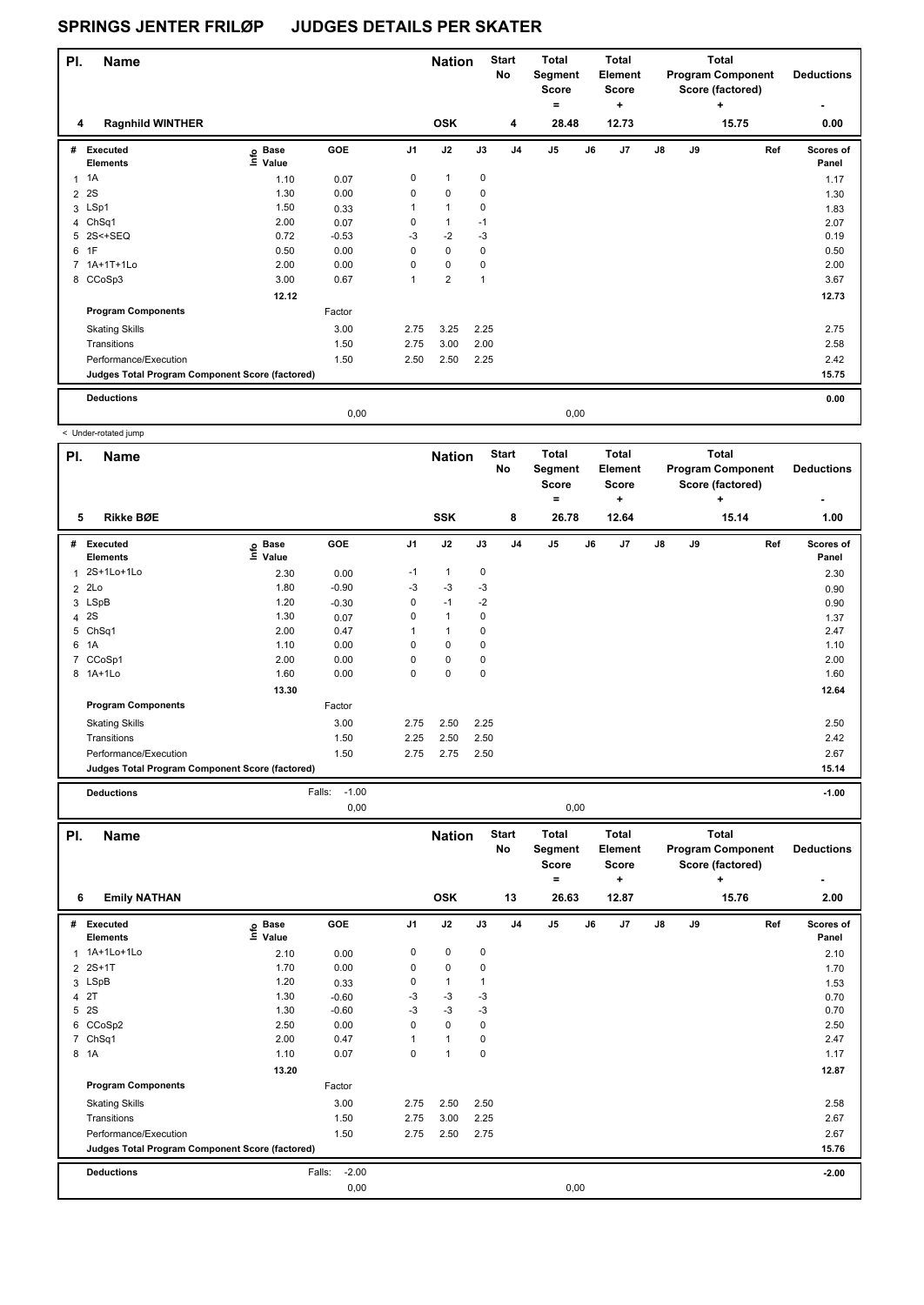# SPRINGS JENTER FRILØP JUDGES DETAILS PER SKATER

| Pl. | Name | Nation | Start No | Total Segment Score = | Total Element Score + | Total Program Component Score (factored) + | Deductions - |
|---|---|---|---|---|---|---|---|
| 4 | Ragnhild WINTHER | OSK | 4 | 28.48 | 12.73 | 15.75 | 0.00 |

| # | Executed Elements | Info | Base Value | GOE | J1 | J2 | J3 | J4 | J5 | J6 | J7 | J8 | J9 | Ref | Scores of Panel |
|---|---|---|---|---|---|---|---|---|---|---|---|---|---|---|---|
| 1 | 1A | | 1.10 | 0.07 | 0 | 1 | 0 | | | | | | | | 1.17 |
| 2 | 2S | | 1.30 | 0.00 | 0 | 0 | 0 | | | | | | | | 1.30 |
| 3 | LSp1 | | 1.50 | 0.33 | 1 | 1 | 0 | | | | | | | | 1.83 |
| 4 | ChSq1 | | 2.00 | 0.07 | 0 | 1 | -1 | | | | | | | | 2.07 |
| 5 | 2S<+SEQ | | 0.72 | -0.53 | -3 | -2 | -3 | | | | | | | | 0.19 |
| 6 | 1F | | 0.50 | 0.00 | 0 | 0 | 0 | | | | | | | | 0.50 |
| 7 | 1A+1T+1Lo | | 2.00 | 0.00 | 0 | 0 | 0 | | | | | | | | 2.00 |
| 8 | CCoSp3 | | 3.00 | 0.67 | 1 | 2 | 1 | | | | | | | | 3.67 |
| | | | 12.12 | | | | | | | | | | | | 12.73 |
| | **Program Components** | | | Factor | | | | | | | | | | | |
| | Skating Skills | | | 3.00 | 2.75 | 3.25 | 2.25 | | | | | | | | 2.75 |
| | Transitions | | | 1.50 | 2.75 | 3.00 | 2.00 | | | | | | | | 2.58 |
| | Performance/Execution | | | 1.50 | 2.50 | 2.50 | 2.25 | | | | | | | | 2.42 |
| | **Judges Total Program Component Score (factored)** | | | | | | | | | | | | | | **15.75** |
| | **Deductions** | | | | | | | | | | | | | | **0.00** |
| | | | | 0,00 | | | | | 0,00 | | | | | | |

< Under-rotated jump

| Pl. | Name | Nation | Start No | Total Segment Score = | Total Element Score + | Total Program Component Score (factored) + | Deductions - |
|---|---|---|---|---|---|---|---|
| 5 | Rikke BØE | SSK | 8 | 26.78 | 12.64 | 15.14 | 1.00 |

| # | Executed Elements | Info | Base Value | GOE | J1 | J2 | J3 | J4 | J5 | J6 | J7 | J8 | J9 | Ref | Scores of Panel |
|---|---|---|---|---|---|---|---|---|---|---|---|---|---|---|---|
| 1 | 2S+1Lo+1Lo | | 2.30 | 0.00 | -1 | 1 | 0 | | | | | | | | 2.30 |
| 2 | 2Lo | | 1.80 | -0.90 | -3 | -3 | -3 | | | | | | | | 0.90 |
| 3 | LSpB | | 1.20 | -0.30 | 0 | -1 | -2 | | | | | | | | 0.90 |
| 4 | 2S | | 1.30 | 0.07 | 0 | 1 | 0 | | | | | | | | 1.37 |
| 5 | ChSq1 | | 2.00 | 0.47 | 1 | 1 | 0 | | | | | | | | 2.47 |
| 6 | 1A | | 1.10 | 0.00 | 0 | 0 | 0 | | | | | | | | 1.10 |
| 7 | CCoSp1 | | 2.00 | 0.00 | 0 | 0 | 0 | | | | | | | | 2.00 |
| 8 | 1A+1Lo | | 1.60 | 0.00 | 0 | 0 | 0 | | | | | | | | 1.60 |
| | | | 13.30 | | | | | | | | | | | | 12.64 |
| | **Program Components** | | | Factor | | | | | | | | | | | |
| | Skating Skills | | | 3.00 | 2.75 | 2.50 | 2.25 | | | | | | | | 2.50 |
| | Transitions | | | 1.50 | 2.25 | 2.50 | 2.50 | | | | | | | | 2.42 |
| | Performance/Execution | | | 1.50 | 2.75 | 2.75 | 2.50 | | | | | | | | 2.67 |
| | **Judges Total Program Component Score (factored)** | | | | | | | | | | | | | | **15.14** |
| | **Deductions** | | | Falls: -1.00 | | | | | | | | | | | **-1.00** |
| | | | | 0,00 | | | | | 0,00 | | | | | | |

| Pl. | Name | Nation | Start No | Total Segment Score = | Total Element Score + | Total Program Component Score (factored) + | Deductions - |
|---|---|---|---|---|---|---|---|
| 6 | Emily NATHAN | OSK | 13 | 26.63 | 12.87 | 15.76 | 2.00 |

| # | Executed Elements | Info | Base Value | GOE | J1 | J2 | J3 | J4 | J5 | J6 | J7 | J8 | J9 | Ref | Scores of Panel |
|---|---|---|---|---|---|---|---|---|---|---|---|---|---|---|---|
| 1 | 1A+1Lo+1Lo | | 2.10 | 0.00 | 0 | 0 | 0 | | | | | | | | 2.10 |
| 2 | 2S+1T | | 1.70 | 0.00 | 0 | 0 | 0 | | | | | | | | 1.70 |
| 3 | LSpB | | 1.20 | 0.33 | 0 | 1 | 1 | | | | | | | | 1.53 |
| 4 | 2T | | 1.30 | -0.60 | -3 | -3 | -3 | | | | | | | | 0.70 |
| 5 | 2S | | 1.30 | -0.60 | -3 | -3 | -3 | | | | | | | | 0.70 |
| 6 | CCoSp2 | | 2.50 | 0.00 | 0 | 0 | 0 | | | | | | | | 2.50 |
| 7 | ChSq1 | | 2.00 | 0.47 | 1 | 1 | 0 | | | | | | | | 2.47 |
| 8 | 1A | | 1.10 | 0.07 | 0 | 1 | 0 | | | | | | | | 1.17 |
| | | | 13.20 | | | | | | | | | | | | 12.87 |
| | **Program Components** | | | Factor | | | | | | | | | | | |
| | Skating Skills | | | 3.00 | 2.75 | 2.50 | 2.50 | | | | | | | | 2.58 |
| | Transitions | | | 1.50 | 2.75 | 3.00 | 2.25 | | | | | | | | 2.67 |
| | Performance/Execution | | | 1.50 | 2.75 | 2.50 | 2.75 | | | | | | | | 2.67 |
| | **Judges Total Program Component Score (factored)** | | | | | | | | | | | | | | **15.76** |
| | **Deductions** | | | Falls: -2.00 | | | | | | | | | | | **-2.00** |
| | | | | 0,00 | | | | | 0,00 | | | | | | |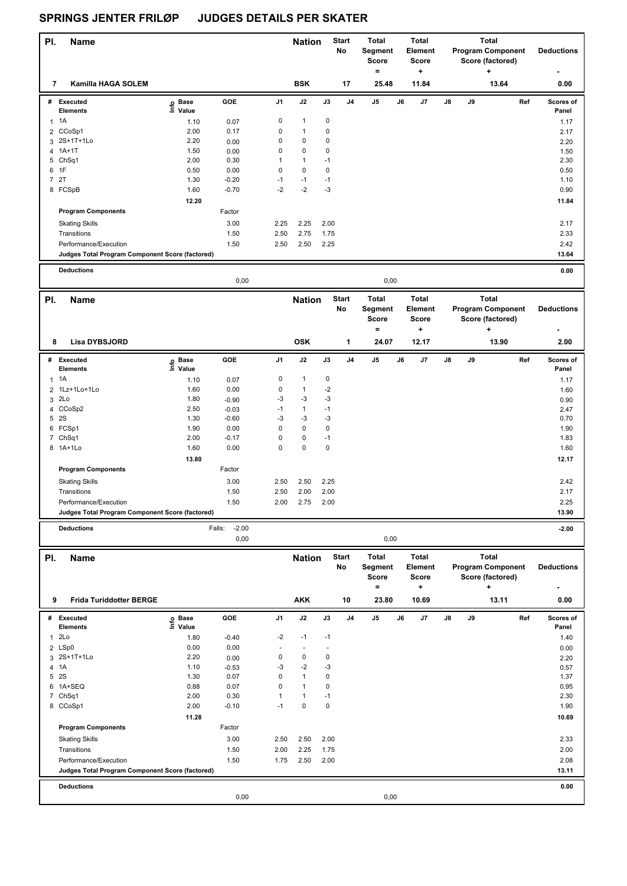# SPRINGS JENTER FRILØP JUDGES DETAILS PER SKATER

| Pl. | Name | Nation | Start No | Total Segment Score = | Total Element Score + | Total Program Component Score (factored) + | Deductions - |
|---|---|---|---|---|---|---|---|
| 7 | Kamilla HAGA SOLEM | BSK | 17 | 25.48 | 11.84 | 13.64 | 0.00 |

| # | Executed Elements | Info | Base Value | GOE | J1 | J2 | J3 | J4 | J5 | J6 | J7 | J8 | J9 | Ref | Scores of Panel |
|---|---|---|---|---|---|---|---|---|---|---|---|---|---|---|---|
| 1 | 1A | | 1.10 | 0.07 | 0 | 1 | 0 | | | | | | | | 1.17 |
| 2 | CCoSp1 | | 2.00 | 0.17 | 0 | 1 | 0 | | | | | | | | 2.17 |
| 3 | 2S+1T+1Lo | | 2.20 | 0.00 | 0 | 0 | 0 | | | | | | | | 2.20 |
| 4 | 1A+1T | | 1.50 | 0.00 | 0 | 0 | 0 | | | | | | | | 1.50 |
| 5 | ChSq1 | | 2.00 | 0.30 | 1 | 1 | -1 | | | | | | | | 2.30 |
| 6 | 1F | | 0.50 | 0.00 | 0 | 0 | 0 | | | | | | | | 0.50 |
| 7 | 2T | | 1.30 | -0.20 | -1 | -1 | -1 | | | | | | | | 1.10 |
| 8 | FCSpB | | 1.60 | -0.70 | -2 | -2 | -3 | | | | | | | | 0.90 |
| | | | 12.20 | | | | | | | | | | | | 11.84 |
| | **Program Components** | | | Factor | | | | | | | | | | | |
| | Skating Skills | | | 3.00 | 2.25 | 2.25 | 2.00 | | | | | | | | 2.17 |
| | Transitions | | | 1.50 | 2.50 | 2.75 | 1.75 | | | | | | | | 2.33 |
| | Performance/Execution | | | 1.50 | 2.50 | 2.50 | 2.25 | | | | | | | | 2.42 |
| | **Judges Total Program Component Score (factored)** | | | | | | | | | | | | | | 13.64 |
| | **Deductions** | | | | | | | | | | | | | | 0.00 |
| | | | | 0,00 | | | | | 0,00 | | | | | | |

| Pl. | Name | Nation | Start No | Total Segment Score = | Total Element Score + | Total Program Component Score (factored) + | Deductions - |
|---|---|---|---|---|---|---|---|
| 8 | Lisa DYBSJORD | OSK | 1 | 24.07 | 12.17 | 13.90 | 2.00 |

| # | Executed Elements | Info | Base Value | GOE | J1 | J2 | J3 | J4 | J5 | J6 | J7 | J8 | J9 | Ref | Scores of Panel |
|---|---|---|---|---|---|---|---|---|---|---|---|---|---|---|---|
| 1 | 1A | | 1.10 | 0.07 | 0 | 1 | 0 | | | | | | | | 1.17 |
| 2 | 1Lz+1Lo+1Lo | | 1.60 | 0.00 | 0 | 1 | -2 | | | | | | | | 1.60 |
| 3 | 2Lo | | 1.80 | -0.90 | -3 | -3 | -3 | | | | | | | | 0.90 |
| 4 | CCoSp2 | | 2.50 | -0.03 | -1 | 1 | -1 | | | | | | | | 2.47 |
| 5 | 2S | | 1.30 | -0.60 | -3 | -3 | -3 | | | | | | | | 0.70 |
| 6 | FCSp1 | | 1.90 | 0.00 | 0 | 0 | 0 | | | | | | | | 1.90 |
| 7 | ChSq1 | | 2.00 | -0.17 | 0 | 0 | -1 | | | | | | | | 1.83 |
| 8 | 1A+1Lo | | 1.60 | 0.00 | 0 | 0 | 0 | | | | | | | | 1.60 |
| | | | 13.80 | | | | | | | | | | | | 12.17 |
| | **Program Components** | | | Factor | | | | | | | | | | | |
| | Skating Skills | | | 3.00 | 2.50 | 2.50 | 2.25 | | | | | | | | 2.42 |
| | Transitions | | | 1.50 | 2.50 | 2.00 | 2.00 | | | | | | | | 2.17 |
| | Performance/Execution | | | 1.50 | 2.00 | 2.75 | 2.00 | | | | | | | | 2.25 |
| | **Judges Total Program Component Score (factored)** | | | | | | | | | | | | | | 13.90 |
| | **Deductions** | | Falls: | -2.00 | | | | | | | | | | | -2.00 |
| | | | | 0,00 | | | | | 0,00 | | | | | | |

| Pl. | Name | Nation | Start No | Total Segment Score = | Total Element Score + | Total Program Component Score (factored) + | Deductions - |
|---|---|---|---|---|---|---|---|
| 9 | Frida Turiddotter BERGE | AKK | 10 | 23.80 | 10.69 | 13.11 | 0.00 |

| # | Executed Elements | Info | Base Value | GOE | J1 | J2 | J3 | J4 | J5 | J6 | J7 | J8 | J9 | Ref | Scores of Panel |
|---|---|---|---|---|---|---|---|---|---|---|---|---|---|---|---|
| 1 | 2Lo | | 1.80 | -0.40 | -2 | -1 | -1 | | | | | | | | 1.40 |
| 2 | LSp0 | | 0.00 | 0.00 | - | - | - | | | | | | | | 0.00 |
| 3 | 2S+1T+1Lo | | 2.20 | 0.00 | 0 | 0 | 0 | | | | | | | | 2.20 |
| 4 | 1A | | 1.10 | -0.53 | -3 | -2 | -3 | | | | | | | | 0.57 |
| 5 | 2S | | 1.30 | 0.07 | 0 | 1 | 0 | | | | | | | | 1.37 |
| 6 | 1A+SEQ | | 0.88 | 0.07 | 0 | 1 | 0 | | | | | | | | 0.95 |
| 7 | ChSq1 | | 2.00 | 0.30 | 1 | 1 | -1 | | | | | | | | 2.30 |
| 8 | CCoSp1 | | 2.00 | -0.10 | -1 | 0 | 0 | | | | | | | | 1.90 |
| | | | 11.28 | | | | | | | | | | | | 10.69 |
| | **Program Components** | | | Factor | | | | | | | | | | | |
| | Skating Skills | | | 3.00 | 2.50 | 2.50 | 2.00 | | | | | | | | 2.33 |
| | Transitions | | | 1.50 | 2.00 | 2.25 | 1.75 | | | | | | | | 2.00 |
| | Performance/Execution | | | 1.50 | 1.75 | 2.50 | 2.00 | | | | | | | | 2.08 |
| | **Judges Total Program Component Score (factored)** | | | | | | | | | | | | | | 13.11 |
| | **Deductions** | | | | | | | | | | | | | | 0.00 |
| | | | | 0,00 | | | | | 0,00 | | | | | | |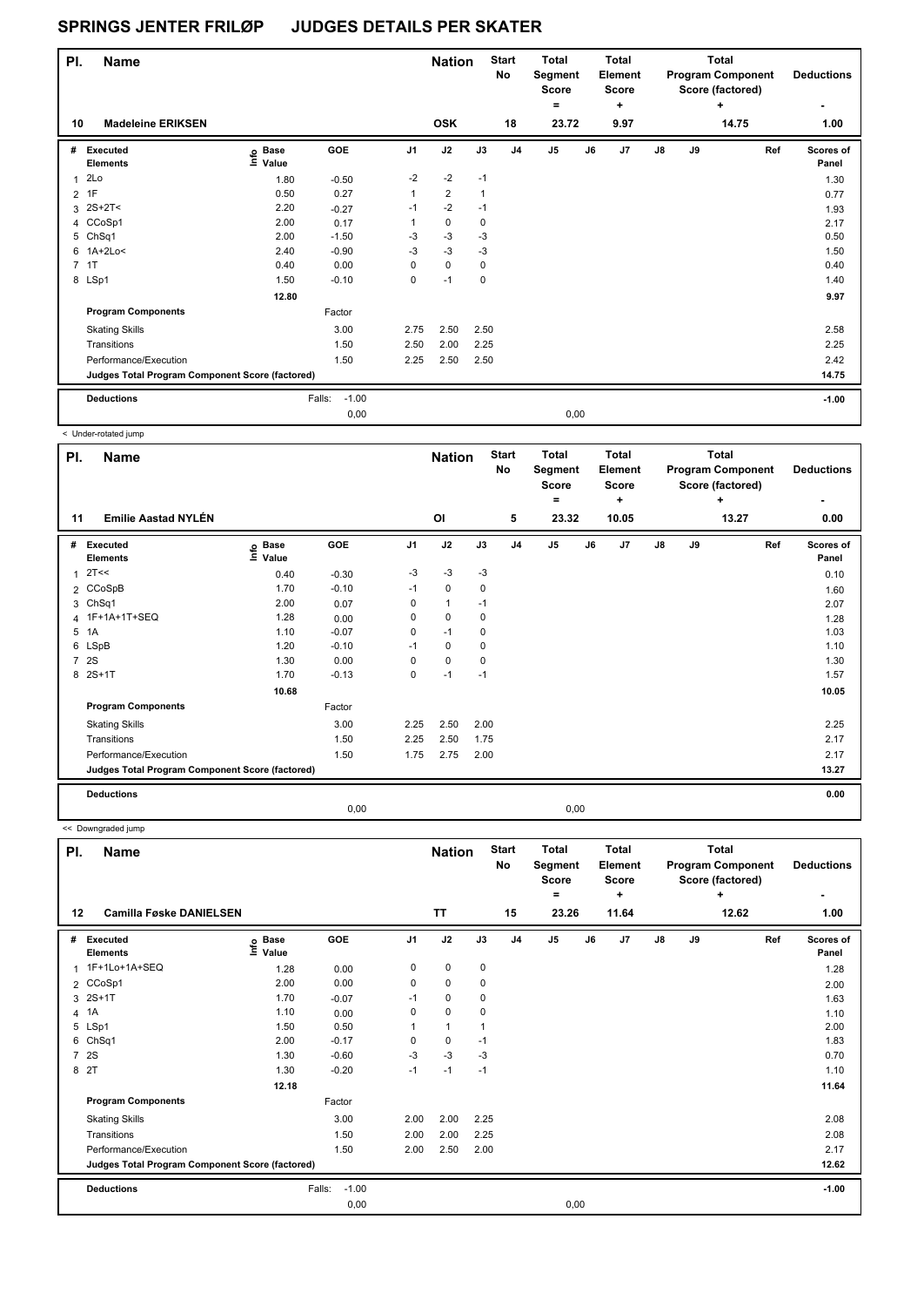# SPRINGS JENTER FRILØP JUDGES DETAILS PER SKATER

| Pl. | Name | Nation | Start No | Total Segment Score = | Total Element Score + | Total Program Component Score (factored) + | Deductions - |
|---|---|---|---|---|---|---|---|
| 10 | Madeleine ERIKSEN | OSK | 18 | 23.72 | 9.97 | 14.75 | 1.00 |

| # | Executed Elements | Info | Base Value | GOE | J1 | J2 | J3 | J4 | J5 | J6 | J7 | J8 | J9 | Ref | Scores of Panel |
|---|---|---|---|---|---|---|---|---|---|---|---|---|---|---|---|
| 1 | 2Lo | | 1.80 | -0.50 | -2 | -2 | -1 | | | | | | | | 1.30 |
| 2 | 1F | | 0.50 | 0.27 | 1 | 2 | 1 | | | | | | | | 0.77 |
| 3 | 2S+2T< | | 2.20 | -0.27 | -1 | -2 | -1 | | | | | | | | 1.93 |
| 4 | CCoSp1 | | 2.00 | 0.17 | 1 | 0 | 0 | | | | | | | | 2.17 |
| 5 | ChSq1 | | 2.00 | -1.50 | -3 | -3 | -3 | | | | | | | | 0.50 |
| 6 | 1A+2Lo< | | 2.40 | -0.90 | -3 | -3 | -3 | | | | | | | | 1.50 |
| 7 | 1T | | 0.40 | 0.00 | 0 | 0 | 0 | | | | | | | | 0.40 |
| 8 | LSp1 | | 1.50 | -0.10 | 0 | -1 | 0 | | | | | | | | 1.40 |
| | | | 12.80 | | | | | | | | | | | | 9.97 |
| | **Program Components** | | | Factor | | | | | | | | | | | |
| | Skating Skills | | | 3.00 | 2.75 | 2.50 | 2.50 | | | | | | | | 2.58 |
| | Transitions | | | 1.50 | 2.50 | 2.00 | 2.25 | | | | | | | | 2.25 |
| | Performance/Execution | | | 1.50 | 2.25 | 2.50 | 2.50 | | | | | | | | 2.42 |
| | **Judges Total Program Component Score (factored)** | | | | | | | | | | | | | | 14.75 |
| | **Deductions** | | | Falls: -1.00 | | | | | | | | | | | -1.00 |
| | | | | 0,00 | | | | | 0,00 | | | | | | |

< Under-rotated jump

| Pl. | Name | Nation | Start No | Total Segment Score = | Total Element Score + | Total Program Component Score (factored) + | Deductions - |
|---|---|---|---|---|---|---|---|
| 11 | Emilie Aastad NYLÉN | OI | 5 | 23.32 | 10.05 | 13.27 | 0.00 |

| # | Executed Elements | Info | Base Value | GOE | J1 | J2 | J3 | J4 | J5 | J6 | J7 | J8 | J9 | Ref | Scores of Panel |
|---|---|---|---|---|---|---|---|---|---|---|---|---|---|---|---|
| 1 | 2T<< | | 0.40 | -0.30 | -3 | -3 | -3 | | | | | | | | 0.10 |
| 2 | CCoSpB | | 1.70 | -0.10 | -1 | 0 | 0 | | | | | | | | 1.60 |
| 3 | ChSq1 | | 2.00 | 0.07 | 0 | 1 | -1 | | | | | | | | 2.07 |
| 4 | 1F+1A+1T+SEQ | | 1.28 | 0.00 | 0 | 0 | 0 | | | | | | | | 1.28 |
| 5 | 1A | | 1.10 | -0.07 | 0 | -1 | 0 | | | | | | | | 1.03 |
| 6 | LSpB | | 1.20 | -0.10 | -1 | 0 | 0 | | | | | | | | 1.10 |
| 7 | 2S | | 1.30 | 0.00 | 0 | 0 | 0 | | | | | | | | 1.30 |
| 8 | 2S+1T | | 1.70 | -0.13 | 0 | -1 | -1 | | | | | | | | 1.57 |
| | | | 10.68 | | | | | | | | | | | | 10.05 |
| | **Program Components** | | | Factor | | | | | | | | | | | |
| | Skating Skills | | | 3.00 | 2.25 | 2.50 | 2.00 | | | | | | | | 2.25 |
| | Transitions | | | 1.50 | 2.25 | 2.50 | 1.75 | | | | | | | | 2.17 |
| | Performance/Execution | | | 1.50 | 1.75 | 2.75 | 2.00 | | | | | | | | 2.17 |
| | **Judges Total Program Component Score (factored)** | | | | | | | | | | | | | | 13.27 |
| | **Deductions** | | | | | | | | | | | | | | 0.00 |
| | | | | 0,00 | | | | | 0,00 | | | | | | |

<< Downgraded jump

| Pl. | Name | Nation | Start No | Total Segment Score = | Total Element Score + | Total Program Component Score (factored) + | Deductions - |
|---|---|---|---|---|---|---|---|
| 12 | Camilla Føske DANIELSEN | TT | 15 | 23.26 | 11.64 | 12.62 | 1.00 |

| # | Executed Elements | Info | Base Value | GOE | J1 | J2 | J3 | J4 | J5 | J6 | J7 | J8 | J9 | Ref | Scores of Panel |
|---|---|---|---|---|---|---|---|---|---|---|---|---|---|---|---|
| 1 | 1F+1Lo+1A+SEQ | | 1.28 | 0.00 | 0 | 0 | 0 | | | | | | | | 1.28 |
| 2 | CCoSp1 | | 2.00 | 0.00 | 0 | 0 | 0 | | | | | | | | 2.00 |
| 3 | 2S+1T | | 1.70 | -0.07 | -1 | 0 | 0 | | | | | | | | 1.63 |
| 4 | 1A | | 1.10 | 0.00 | 0 | 0 | 0 | | | | | | | | 1.10 |
| 5 | LSp1 | | 1.50 | 0.50 | 1 | 1 | 1 | | | | | | | | 2.00 |
| 6 | ChSq1 | | 2.00 | -0.17 | 0 | 0 | -1 | | | | | | | | 1.83 |
| 7 | 2S | | 1.30 | -0.60 | -3 | -3 | -3 | | | | | | | | 0.70 |
| 8 | 2T | | 1.30 | -0.20 | -1 | -1 | -1 | | | | | | | | 1.10 |
| | | | 12.18 | | | | | | | | | | | | 11.64 |
| | **Program Components** | | | Factor | | | | | | | | | | | |
| | Skating Skills | | | 3.00 | 2.00 | 2.00 | 2.25 | | | | | | | | 2.08 |
| | Transitions | | | 1.50 | 2.00 | 2.00 | 2.25 | | | | | | | | 2.08 |
| | Performance/Execution | | | 1.50 | 2.00 | 2.50 | 2.00 | | | | | | | | 2.17 |
| | **Judges Total Program Component Score (factored)** | | | | | | | | | | | | | | 12.62 |
| | **Deductions** | | | Falls: -1.00 | | | | | | | | | | | -1.00 |
| | | | | 0,00 | | | | | 0,00 | | | | | | |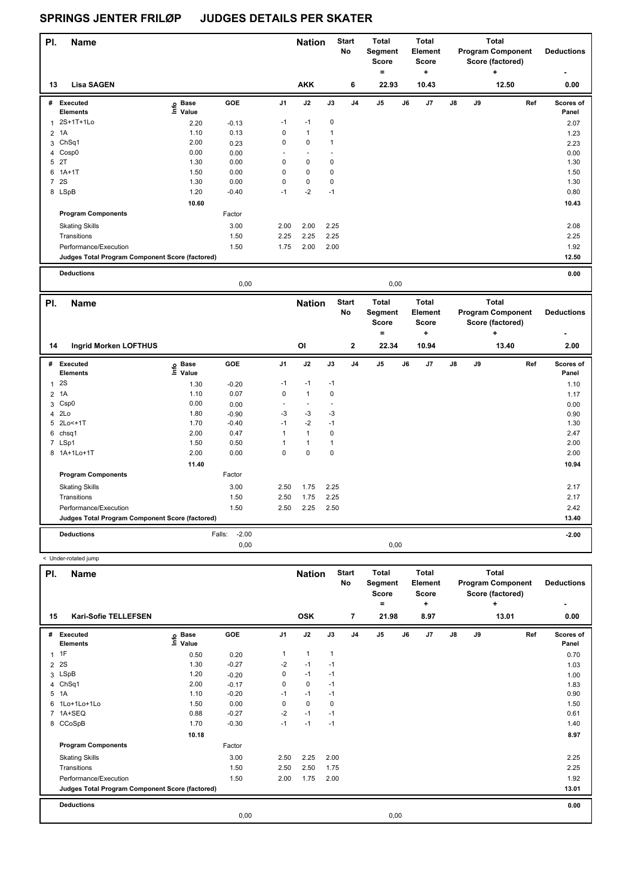# SPRINGS JENTER FRILØP JUDGES DETAILS PER SKATER

| Pl. | Name | Nation | Start No | Total Segment Score = | Total Element Score + | Total Program Component Score (factored) + | Deductions - |
|---|---|---|---|---|---|---|---|
| 13 | Lisa SAGEN | AKK | 6 | 22.93 | 10.43 | 12.50 | 0.00 |

| # | Executed Elements | Info | Base Value | GOE | J1 | J2 | J3 | J4 | J5 | J6 | J7 | J8 | J9 | Ref | Scores of Panel |
|---|---|---|---|---|---|---|---|---|---|---|---|---|---|---|---|
| 1 | 2S+1T+1Lo | | 2.20 | -0.13 | -1 | -1 | 0 | | | | | | | | 2.07 |
| 2 | 1A | | 1.10 | 0.13 | 0 | 1 | 1 | | | | | | | | 1.23 |
| 3 | ChSq1 | | 2.00 | 0.23 | 0 | 0 | 1 | | | | | | | | 2.23 |
| 4 | Cosp0 | | 0.00 | 0.00 | - | - | - | | | | | | | | 0.00 |
| 5 | 2T | | 1.30 | 0.00 | 0 | 0 | 0 | | | | | | | | 1.30 |
| 6 | 1A+1T | | 1.50 | 0.00 | 0 | 0 | 0 | | | | | | | | 1.50 |
| 7 | 2S | | 1.30 | 0.00 | 0 | 0 | 0 | | | | | | | | 1.30 |
| 8 | LSpB | | 1.20 | -0.40 | -1 | -2 | -1 | | | | | | | | 0.80 |
| | | | 10.60 | | | | | | | | | | | | 10.43 |
| | **Program Components** | | | Factor | | | | | | | | | | | |
| | Skating Skills | | | 3.00 | 2.00 | 2.00 | 2.25 | | | | | | | | 2.08 |
| | Transitions | | | 1.50 | 2.25 | 2.25 | 2.25 | | | | | | | | 2.25 |
| | Performance/Execution | | | 1.50 | 1.75 | 2.00 | 2.00 | | | | | | | | 1.92 |
| | **Judges Total Program Component Score (factored)** | | | | | | | | | | | | | | 12.50 |
| | **Deductions** | | | | | | | | | | | | | | 0.00 |
| | | | | 0,00 | | | | | 0,00 | | | | | | |

| Pl. | Name | Nation | Start No | Total Segment Score = | Total Element Score + | Total Program Component Score (factored) + | Deductions - |
|---|---|---|---|---|---|---|---|
| 14 | Ingrid Morken LOFTHUS | OI | 2 | 22.34 | 10.94 | 13.40 | 2.00 |

| # | Executed Elements | Info | Base Value | GOE | J1 | J2 | J3 | J4 | J5 | J6 | J7 | J8 | J9 | Ref | Scores of Panel |
|---|---|---|---|---|---|---|---|---|---|---|---|---|---|---|---|
| 1 | 2S | | 1.30 | -0.20 | -1 | -1 | -1 | | | | | | | | 1.10 |
| 2 | 1A | | 1.10 | 0.07 | 0 | 1 | 0 | | | | | | | | 1.17 |
| 3 | Csp0 | | 0.00 | 0.00 | - | - | - | | | | | | | | 0.00 |
| 4 | 2Lo | | 1.80 | -0.90 | -3 | -3 | -3 | | | | | | | | 0.90 |
| 5 | 2Lo<+1T | | 1.70 | -0.40 | -1 | -2 | -1 | | | | | | | | 1.30 |
| 6 | chsq1 | | 2.00 | 0.47 | 1 | 1 | 0 | | | | | | | | 2.47 |
| 7 | LSp1 | | 1.50 | 0.50 | 1 | 1 | 1 | | | | | | | | 2.00 |
| 8 | 1A+1Lo+1T | | 2.00 | 0.00 | 0 | 0 | 0 | | | | | | | | 2.00 |
| | | | 11.40 | | | | | | | | | | | | 10.94 |
| | **Program Components** | | | Factor | | | | | | | | | | | |
| | Skating Skills | | | 3.00 | 2.50 | 1.75 | 2.25 | | | | | | | | 2.17 |
| | Transitions | | | 1.50 | 2.50 | 1.75 | 2.25 | | | | | | | | 2.17 |
| | Performance/Execution | | | 1.50 | 2.50 | 2.25 | 2.50 | | | | | | | | 2.42 |
| | **Judges Total Program Component Score (factored)** | | | | | | | | | | | | | | 13.40 |
| | **Deductions** | | | Falls: -2.00 | | | | | | | | | | | -2.00 |
| | | | | 0,00 | | | | | 0,00 | | | | | | |

< Under-rotated jump

| Pl. | Name | Nation | Start No | Total Segment Score = | Total Element Score + | Total Program Component Score (factored) + | Deductions - |
|---|---|---|---|---|---|---|---|
| 15 | Kari-Sofie TELLEFSEN | OSK | 7 | 21.98 | 8.97 | 13.01 | 0.00 |

| # | Executed Elements | Info | Base Value | GOE | J1 | J2 | J3 | J4 | J5 | J6 | J7 | J8 | J9 | Ref | Scores of Panel |
|---|---|---|---|---|---|---|---|---|---|---|---|---|---|---|---|
| 1 | 1F | | 0.50 | 0.20 | 1 | 1 | 1 | | | | | | | | 0.70 |
| 2 | 2S | | 1.30 | -0.27 | -2 | -1 | -1 | | | | | | | | 1.03 |
| 3 | LSpB | | 1.20 | -0.20 | 0 | -1 | -1 | | | | | | | | 1.00 |
| 4 | ChSq1 | | 2.00 | -0.17 | 0 | 0 | -1 | | | | | | | | 1.83 |
| 5 | 1A | | 1.10 | -0.20 | -1 | -1 | -1 | | | | | | | | 0.90 |
| 6 | 1Lo+1Lo+1Lo | | 1.50 | 0.00 | 0 | 0 | 0 | | | | | | | | 1.50 |
| 7 | 1A+SEQ | | 0.88 | -0.27 | -2 | -1 | -1 | | | | | | | | 0.61 |
| 8 | CCoSpB | | 1.70 | -0.30 | -1 | -1 | -1 | | | | | | | | 1.40 |
| | | | 10.18 | | | | | | | | | | | | 8.97 |
| | **Program Components** | | | Factor | | | | | | | | | | | |
| | Skating Skills | | | 3.00 | 2.50 | 2.25 | 2.00 | | | | | | | | 2.25 |
| | Transitions | | | 1.50 | 2.50 | 2.50 | 1.75 | | | | | | | | 2.25 |
| | Performance/Execution | | | 1.50 | 2.00 | 1.75 | 2.00 | | | | | | | | 1.92 |
| | **Judges Total Program Component Score (factored)** | | | | | | | | | | | | | | 13.01 |
| | **Deductions** | | | | | | | | | | | | | | 0.00 |
| | | | | 0,00 | | | | | 0,00 | | | | | | |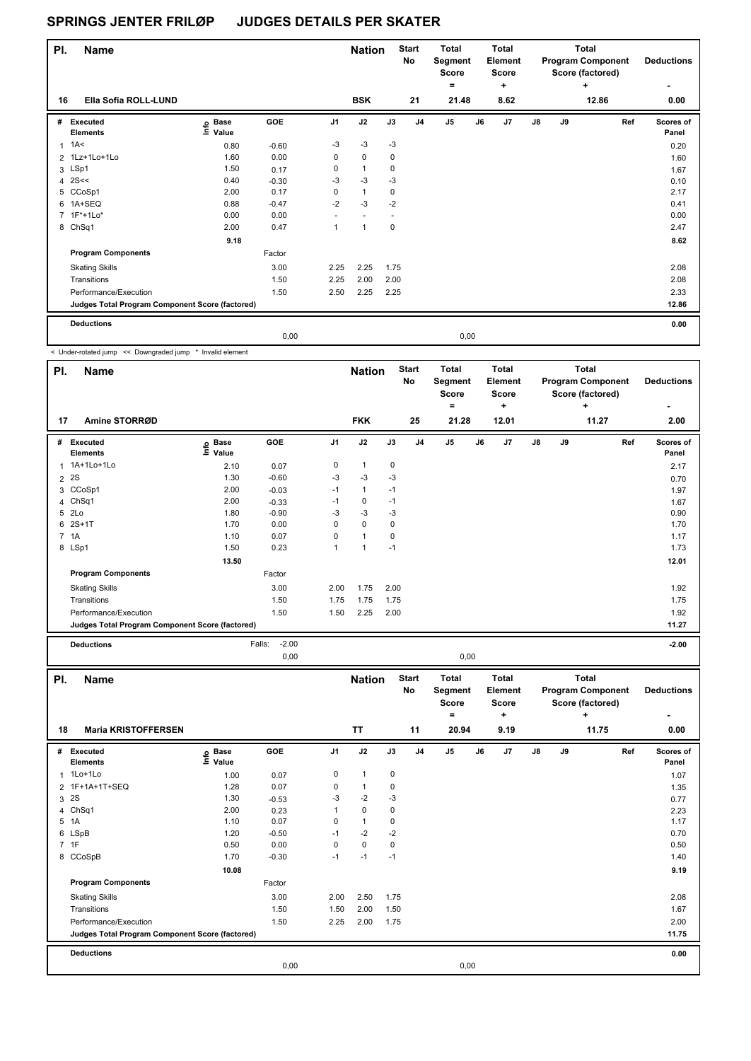# SPRINGS JENTER FRILØP JUDGES DETAILS PER SKATER

| Pl. | Name | Nation | Start No | Total Segment Score = | Total Element Score + | Total Program Component Score (factored) + | Deductions - |
|---|---|---|---|---|---|---|---|
| 16 | Ella Sofia ROLL-LUND | BSK | 21 | 21.48 | 8.62 | 12.86 | 0.00 |

| # | Executed Elements | Info | Base Value | GOE | J1 | J2 | J3 | J4 | J5 | J6 | J7 | J8 | J9 | Ref | Scores of Panel |
|---|---|---|---|---|---|---|---|---|---|---|---|---|---|---|---|
| 1 | 1A< | | 0.80 | -0.60 | -3 | -3 | -3 | | | | | | | | 0.20 |
| 2 | 1Lz+1Lo+1Lo | | 1.60 | 0.00 | 0 | 0 | 0 | | | | | | | | 1.60 |
| 3 | LSp1 | | 1.50 | 0.17 | 0 | 1 | 0 | | | | | | | | 1.67 |
| 4 | 2S<< | | 0.40 | -0.30 | -3 | -3 | -3 | | | | | | | | 0.10 |
| 5 | CCoSp1 | | 2.00 | 0.17 | 0 | 1 | 0 | | | | | | | | 2.17 |
| 6 | 1A+SEQ | | 0.88 | -0.47 | -2 | -3 | -2 | | | | | | | | 0.41 |
| 7 | 1F*+1Lo* | | 0.00 | 0.00 | - | - | - | | | | | | | | 0.00 |
| 8 | ChSq1 | | 2.00 | 0.47 | 1 | 1 | 0 | | | | | | | | 2.47 |
| | | | 9.18 | | | | | | | | | | | | 8.62 |
| | **Program Components** | | | Factor | | | | | | | | | | | |
| | Skating Skills | | | 3.00 | 2.25 | 2.25 | 1.75 | | | | | | | | 2.08 |
| | Transitions | | | 1.50 | 2.25 | 2.00 | 2.00 | | | | | | | | 2.08 |
| | Performance/Execution | | | 1.50 | 2.50 | 2.25 | 2.25 | | | | | | | | 2.33 |
| | **Judges Total Program Component Score (factored)** | | | | | | | | | | | | | | 12.86 |
| | **Deductions** | | | | | | | | | | | | | | 0.00 |
| | | | | 0,00 | | | | | 0,00 | | | | | | |

< Under-rotated jump << Downgraded jump * Invalid element

| Pl. | Name | Nation | Start No | Total Segment Score = | Total Element Score + | Total Program Component Score (factored) + | Deductions - |
|---|---|---|---|---|---|---|---|
| 17 | Amine STORRØD | FKK | 25 | 21.28 | 12.01 | 11.27 | 2.00 |

| # | Executed Elements | Info | Base Value | GOE | J1 | J2 | J3 | J4 | J5 | J6 | J7 | J8 | J9 | Ref | Scores of Panel |
|---|---|---|---|---|---|---|---|---|---|---|---|---|---|---|---|
| 1 | 1A+1Lo+1Lo | | 2.10 | 0.07 | 0 | 1 | 0 | | | | | | | | 2.17 |
| 2 | 2S | | 1.30 | -0.60 | -3 | -3 | -3 | | | | | | | | 0.70 |
| 3 | CCoSp1 | | 2.00 | -0.03 | -1 | 1 | -1 | | | | | | | | 1.97 |
| 4 | ChSq1 | | 2.00 | -0.33 | -1 | 0 | -1 | | | | | | | | 1.67 |
| 5 | 2Lo | | 1.80 | -0.90 | -3 | -3 | -3 | | | | | | | | 0.90 |
| 6 | 2S+1T | | 1.70 | 0.00 | 0 | 0 | 0 | | | | | | | | 1.70 |
| 7 | 1A | | 1.10 | 0.07 | 0 | 1 | 0 | | | | | | | | 1.17 |
| 8 | LSp1 | | 1.50 | 0.23 | 1 | 1 | -1 | | | | | | | | 1.73 |
| | | | 13.50 | | | | | | | | | | | | 12.01 |
| | **Program Components** | | | Factor | | | | | | | | | | | |
| | Skating Skills | | | 3.00 | 2.00 | 1.75 | 2.00 | | | | | | | | 1.92 |
| | Transitions | | | 1.50 | 1.75 | 1.75 | 1.75 | | | | | | | | 1.75 |
| | Performance/Execution | | | 1.50 | 1.50 | 2.25 | 2.00 | | | | | | | | 1.92 |
| | **Judges Total Program Component Score (factored)** | | | | | | | | | | | | | | 11.27 |
| | **Deductions** | | | Falls: -2.00 | | | | | | | | | | | -2.00 |
| | | | | 0,00 | | | | | 0,00 | | | | | | |

| Pl. | Name | Nation | Start No | Total Segment Score = | Total Element Score + | Total Program Component Score (factored) + | Deductions - |
|---|---|---|---|---|---|---|---|
| 18 | Maria KRISTOFFERSEN | TT | 11 | 20.94 | 9.19 | 11.75 | 0.00 |

| # | Executed Elements | Info | Base Value | GOE | J1 | J2 | J3 | J4 | J5 | J6 | J7 | J8 | J9 | Ref | Scores of Panel |
|---|---|---|---|---|---|---|---|---|---|---|---|---|---|---|---|
| 1 | 1Lo+1Lo | | 1.00 | 0.07 | 0 | 1 | 0 | | | | | | | | 1.07 |
| 2 | 1F+1A+1T+SEQ | | 1.28 | 0.07 | 0 | 1 | 0 | | | | | | | | 1.35 |
| 3 | 2S | | 1.30 | -0.53 | -3 | -2 | -3 | | | | | | | | 0.77 |
| 4 | ChSq1 | | 2.00 | 0.23 | 1 | 0 | 0 | | | | | | | | 2.23 |
| 5 | 1A | | 1.10 | 0.07 | 0 | 1 | 0 | | | | | | | | 1.17 |
| 6 | LSpB | | 1.20 | -0.50 | -1 | -2 | -2 | | | | | | | | 0.70 |
| 7 | 1F | | 0.50 | 0.00 | 0 | 0 | 0 | | | | | | | | 0.50 |
| 8 | CCoSpB | | 1.70 | -0.30 | -1 | -1 | -1 | | | | | | | | 1.40 |
| | | | 10.08 | | | | | | | | | | | | 9.19 |
| | **Program Components** | | | Factor | | | | | | | | | | | |
| | Skating Skills | | | 3.00 | 2.00 | 2.50 | 1.75 | | | | | | | | 2.08 |
| | Transitions | | | 1.50 | 1.50 | 2.00 | 1.50 | | | | | | | | 1.67 |
| | Performance/Execution | | | 1.50 | 2.25 | 2.00 | 1.75 | | | | | | | | 2.00 |
| | **Judges Total Program Component Score (factored)** | | | | | | | | | | | | | | 11.75 |
| | **Deductions** | | | | | | | | | | | | | | 0.00 |
| | | | | 0,00 | | | | | 0,00 | | | | | | |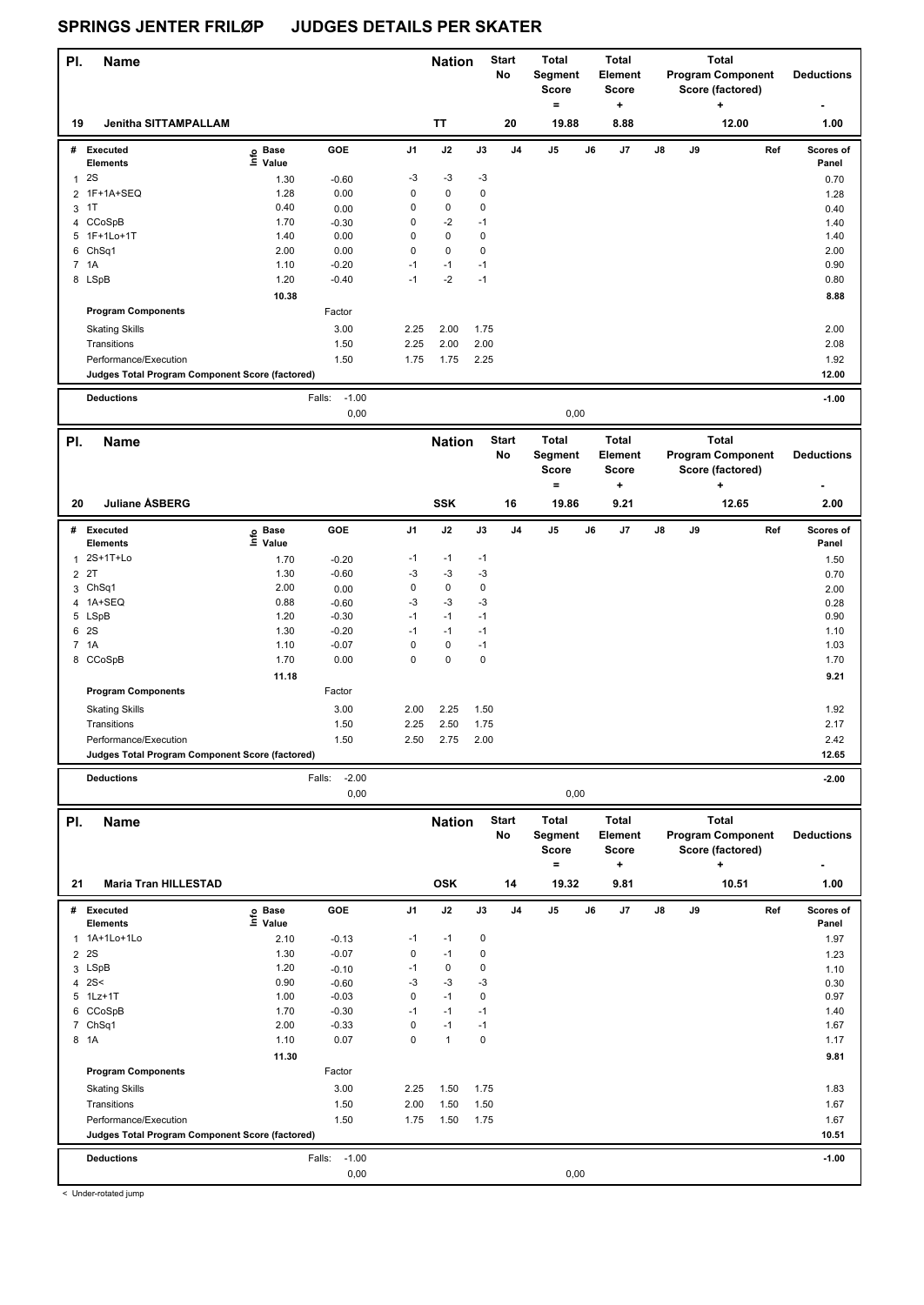# SPRINGS JENTER FRILØP JUDGES DETAILS PER SKATER

| Pl. | Name | Nation | Start No | Total Segment Score = | Total Element Score + | Total Program Component Score (factored) + | Deductions - |
|---|---|---|---|---|---|---|---|
| 19 | Jenitha SITTAMPALLAM | TT | 20 | 19.88 | 8.88 | 12.00 | 1.00 |

| # | Executed Elements | Info | Base Value | GOE | J1 | J2 | J3 | J4 | J5 | J6 | J7 | J8 | J9 | Ref | Scores of Panel |
|---|---|---|---|---|---|---|---|---|---|---|---|---|---|---|---|
| 1 | 2S | | 1.30 | -0.60 | -3 | -3 | -3 | | | | | | | | 0.70 |
| 2 | 1F+1A+SEQ | | 1.28 | 0.00 | 0 | 0 | 0 | | | | | | | | 1.28 |
| 3 | 1T | | 0.40 | 0.00 | 0 | 0 | 0 | | | | | | | | 0.40 |
| 4 | CCoSpB | | 1.70 | -0.30 | 0 | -2 | -1 | | | | | | | | 1.40 |
| 5 | 1F+1Lo+1T | | 1.40 | 0.00 | 0 | 0 | 0 | | | | | | | | 1.40 |
| 6 | ChSq1 | | 2.00 | 0.00 | 0 | 0 | 0 | | | | | | | | 2.00 |
| 7 | 1A | | 1.10 | -0.20 | -1 | -1 | -1 | | | | | | | | 0.90 |
| 8 | LSpB | | 1.20 | -0.40 | -1 | -2 | -1 | | | | | | | | 0.80 |
| | | | 10.38 | | | | | | | | | | | | 8.88 |
| | **Program Components** | | | Factor | | | | | | | | | | | |
| | Skating Skills | | | 3.00 | 2.25 | 2.00 | 1.75 | | | | | | | | 2.00 |
| | Transitions | | | 1.50 | 2.25 | 2.00 | 2.00 | | | | | | | | 2.08 |
| | Performance/Execution | | | 1.50 | 1.75 | 1.75 | 2.25 | | | | | | | | 1.92 |
| | **Judges Total Program Component Score (factored)** | | | | | | | | | | | | | | 12.00 |
| | **Deductions** | | | Falls: -1.00 | | | | | | | | | | | -1.00 |
| | | | | 0,00 | | | | | 0,00 | | | | | | |

| Pl. | Name | Nation | Start No | Total Segment Score = | Total Element Score + | Total Program Component Score (factored) + | Deductions - |
|---|---|---|---|---|---|---|---|
| 20 | Juliane ÅSBERG | SSK | 16 | 19.86 | 9.21 | 12.65 | 2.00 |

| # | Executed Elements | Info | Base Value | GOE | J1 | J2 | J3 | J4 | J5 | J6 | J7 | J8 | J9 | Ref | Scores of Panel |
|---|---|---|---|---|---|---|---|---|---|---|---|---|---|---|---|
| 1 | 2S+1T+Lo | | 1.70 | -0.20 | -1 | -1 | -1 | | | | | | | | 1.50 |
| 2 | 2T | | 1.30 | -0.60 | -3 | -3 | -3 | | | | | | | | 0.70 |
| 3 | ChSq1 | | 2.00 | 0.00 | 0 | 0 | 0 | | | | | | | | 2.00 |
| 4 | 1A+SEQ | | 0.88 | -0.60 | -3 | -3 | -3 | | | | | | | | 0.28 |
| 5 | LSpB | | 1.20 | -0.30 | -1 | -1 | -1 | | | | | | | | 0.90 |
| 6 | 2S | | 1.30 | -0.20 | -1 | -1 | -1 | | | | | | | | 1.10 |
| 7 | 1A | | 1.10 | -0.07 | 0 | 0 | -1 | | | | | | | | 1.03 |
| 8 | CCoSpB | | 1.70 | 0.00 | 0 | 0 | 0 | | | | | | | | 1.70 |
| | | | 11.18 | | | | | | | | | | | | 9.21 |
| | **Program Components** | | | Factor | | | | | | | | | | | |
| | Skating Skills | | | 3.00 | 2.00 | 2.25 | 1.50 | | | | | | | | 1.92 |
| | Transitions | | | 1.50 | 2.25 | 2.50 | 1.75 | | | | | | | | 2.17 |
| | Performance/Execution | | | 1.50 | 2.50 | 2.75 | 2.00 | | | | | | | | 2.42 |
| | **Judges Total Program Component Score (factored)** | | | | | | | | | | | | | | 12.65 |
| | **Deductions** | | | Falls: -2.00 | | | | | | | | | | | -2.00 |
| | | | | 0,00 | | | | | 0,00 | | | | | | |

| Pl. | Name | Nation | Start No | Total Segment Score = | Total Element Score + | Total Program Component Score (factored) + | Deductions - |
|---|---|---|---|---|---|---|---|
| 21 | Maria Tran HILLESTAD | OSK | 14 | 19.32 | 9.81 | 10.51 | 1.00 |

| # | Executed Elements | Info | Base Value | GOE | J1 | J2 | J3 | J4 | J5 | J6 | J7 | J8 | J9 | Ref | Scores of Panel |
|---|---|---|---|---|---|---|---|---|---|---|---|---|---|---|---|
| 1 | 1A+1Lo+1Lo | | 2.10 | -0.13 | -1 | -1 | 0 | | | | | | | | 1.97 |
| 2 | 2S | | 1.30 | -0.07 | 0 | -1 | 0 | | | | | | | | 1.23 |
| 3 | LSpB | | 1.20 | -0.10 | -1 | 0 | 0 | | | | | | | | 1.10 |
| 4 | 2S< | | 0.90 | -0.60 | -3 | -3 | -3 | | | | | | | | 0.30 |
| 5 | 1Lz+1T | | 1.00 | -0.03 | 0 | -1 | 0 | | | | | | | | 0.97 |
| 6 | CCoSpB | | 1.70 | -0.30 | -1 | -1 | -1 | | | | | | | | 1.40 |
| 7 | ChSq1 | | 2.00 | -0.33 | 0 | -1 | -1 | | | | | | | | 1.67 |
| 8 | 1A | | 1.10 | 0.07 | 0 | 1 | 0 | | | | | | | | 1.17 |
| | | | 11.30 | | | | | | | | | | | | 9.81 |
| | **Program Components** | | | Factor | | | | | | | | | | | |
| | Skating Skills | | | 3.00 | 2.25 | 1.50 | 1.75 | | | | | | | | 1.83 |
| | Transitions | | | 1.50 | 2.00 | 1.50 | 1.50 | | | | | | | | 1.67 |
| | Performance/Execution | | | 1.50 | 1.75 | 1.50 | 1.75 | | | | | | | | 1.67 |
| | **Judges Total Program Component Score (factored)** | | | | | | | | | | | | | | 10.51 |
| | **Deductions** | | | Falls: -1.00 | | | | | | | | | | | -1.00 |
| | | | | 0,00 | | | | | 0,00 | | | | | | |

< Under-rotated jump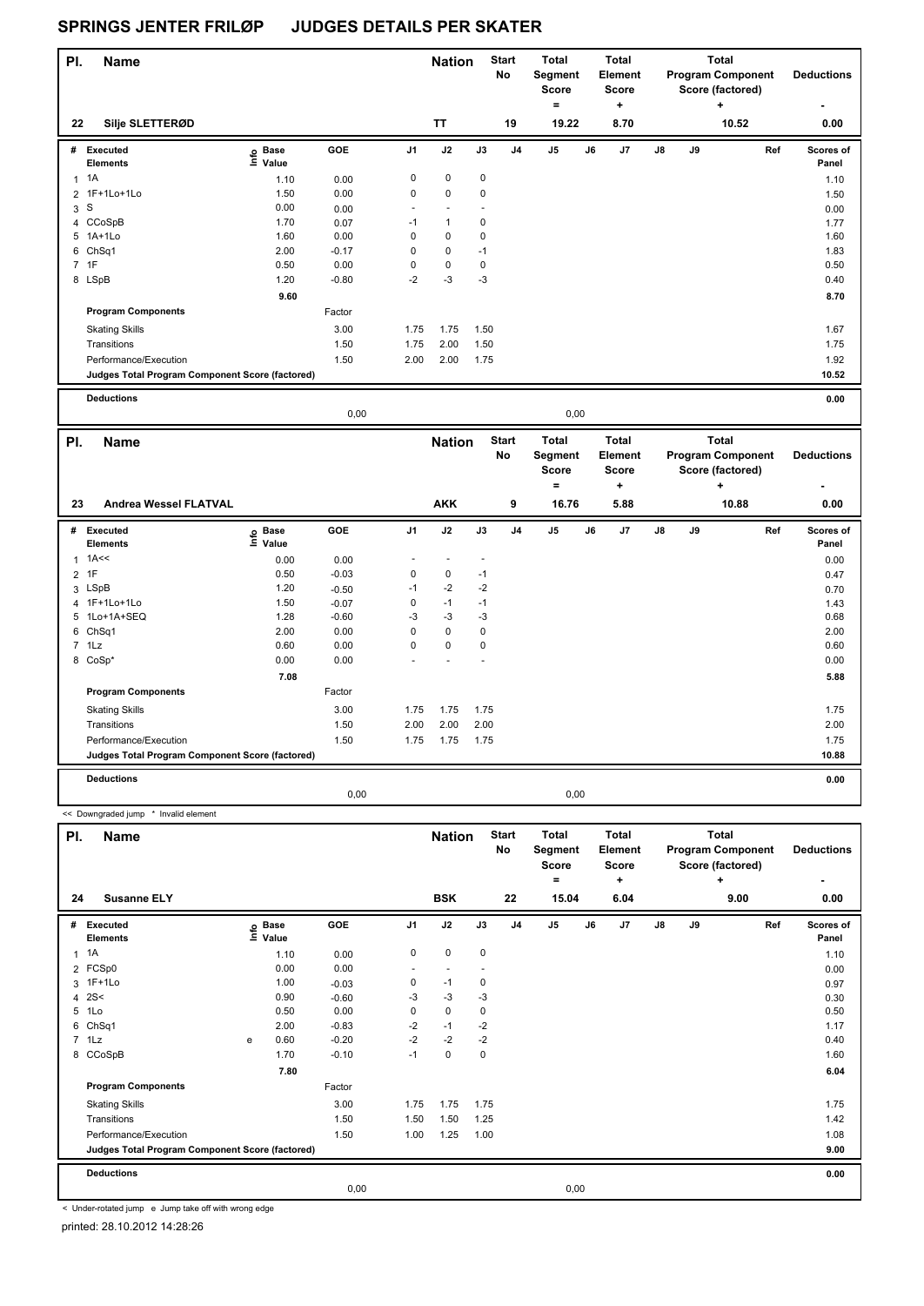# SPRINGS JENTER FRILØP JUDGES DETAILS PER SKATER

| Pl. | Name | Nation | Start No | Total Segment Score = | Total Element Score + | Total Program Component Score (factored) + | Deductions - |
|---|---|---|---|---|---|---|---|
| 22 | Silje SLETTERØD | TT | 19 | 19.22 | 8.70 | 10.52 | 0.00 |

| # | Executed Elements | Info | Base Value | GOE | J1 | J2 | J3 | J4 | J5 | J6 | J7 | J8 | J9 | Ref | Scores of Panel |
|---|---|---|---|---|---|---|---|---|---|---|---|---|---|---|---|
| 1 | 1A | | 1.10 | 0.00 | 0 | 0 | 0 | | | | | | | | 1.10 |
| 2 | 1F+1Lo+1Lo | | 1.50 | 0.00 | 0 | 0 | 0 | | | | | | | | 1.50 |
| 3 | S | | 0.00 | 0.00 | - | - | - | | | | | | | | 0.00 |
| 4 | CCoSpB | | 1.70 | 0.07 | -1 | 1 | 0 | | | | | | | | 1.77 |
| 5 | 1A+1Lo | | 1.60 | 0.00 | 0 | 0 | 0 | | | | | | | | 1.60 |
| 6 | ChSq1 | | 2.00 | -0.17 | 0 | 0 | -1 | | | | | | | | 1.83 |
| 7 | 1F | | 0.50 | 0.00 | 0 | 0 | 0 | | | | | | | | 0.50 |
| 8 | LSpB | | 1.20 | -0.80 | -2 | -3 | -3 | | | | | | | | 0.40 |
| | | | 9.60 | | | | | | | | | | | | 8.70 |
| | **Program Components** | | | Factor | | | | | | | | | | | |
| | Skating Skills | | | 3.00 | 1.75 | 1.75 | 1.50 | | | | | | | | 1.67 |
| | Transitions | | | 1.50 | 1.75 | 2.00 | 1.50 | | | | | | | | 1.75 |
| | Performance/Execution | | | 1.50 | 2.00 | 2.00 | 1.75 | | | | | | | | 1.92 |
| | **Judges Total Program Component Score (factored)** | | | | | | | | | | | | | | 10.52 |
| | **Deductions** | | | 0,00 | | | | | 0,00 | | | | | | 0.00 |

| Pl. | Name | Nation | Start No | Total Segment Score = | Total Element Score + | Total Program Component Score (factored) + | Deductions - |
|---|---|---|---|---|---|---|---|
| 23 | Andrea Wessel FLATVAL | AKK | 9 | 16.76 | 5.88 | 10.88 | 0.00 |

| # | Executed Elements | Info | Base Value | GOE | J1 | J2 | J3 | J4 | J5 | J6 | J7 | J8 | J9 | Ref | Scores of Panel |
|---|---|---|---|---|---|---|---|---|---|---|---|---|---|---|---|
| 1 | 1A<< | | 0.00 | 0.00 | - | - | - | | | | | | | | 0.00 |
| 2 | 1F | | 0.50 | -0.03 | 0 | 0 | -1 | | | | | | | | 0.47 |
| 3 | LSpB | | 1.20 | -0.50 | -1 | -2 | -2 | | | | | | | | 0.70 |
| 4 | 1F+1Lo+1Lo | | 1.50 | -0.07 | 0 | -1 | -1 | | | | | | | | 1.43 |
| 5 | 1Lo+1A+SEQ | | 1.28 | -0.60 | -3 | -3 | -3 | | | | | | | | 0.68 |
| 6 | ChSq1 | | 2.00 | 0.00 | 0 | 0 | 0 | | | | | | | | 2.00 |
| 7 | 1Lz | | 0.60 | 0.00 | 0 | 0 | 0 | | | | | | | | 0.60 |
| 8 | CoSp* | | 0.00 | 0.00 | - | - | - | | | | | | | | 0.00 |
| | | | 7.08 | | | | | | | | | | | | 5.88 |
| | **Program Components** | | | Factor | | | | | | | | | | | |
| | Skating Skills | | | 3.00 | 1.75 | 1.75 | 1.75 | | | | | | | | 1.75 |
| | Transitions | | | 1.50 | 2.00 | 2.00 | 2.00 | | | | | | | | 2.00 |
| | Performance/Execution | | | 1.50 | 1.75 | 1.75 | 1.75 | | | | | | | | 1.75 |
| | **Judges Total Program Component Score (factored)** | | | | | | | | | | | | | | 10.88 |
| | **Deductions** | | | 0,00 | | | | | 0,00 | | | | | | 0.00 |

<< Downgraded jump * Invalid element

| Pl. | Name | Nation | Start No | Total Segment Score = | Total Element Score + | Total Program Component Score (factored) + | Deductions - |
|---|---|---|---|---|---|---|---|
| 24 | Susanne ELY | BSK | 22 | 15.04 | 6.04 | 9.00 | 0.00 |

| # | Executed Elements | Info | Base Value | GOE | J1 | J2 | J3 | J4 | J5 | J6 | J7 | J8 | J9 | Ref | Scores of Panel |
|---|---|---|---|---|---|---|---|---|---|---|---|---|---|---|---|
| 1 | 1A | | 1.10 | 0.00 | 0 | 0 | 0 | | | | | | | | 1.10 |
| 2 | FCSp0 | | 0.00 | 0.00 | - | - | - | | | | | | | | 0.00 |
| 3 | 1F+1Lo | | 1.00 | -0.03 | 0 | -1 | 0 | | | | | | | | 0.97 |
| 4 | 2S< | | 0.90 | -0.60 | -3 | -3 | -3 | | | | | | | | 0.30 |
| 5 | 1Lo | | 0.50 | 0.00 | 0 | 0 | 0 | | | | | | | | 0.50 |
| 6 | ChSq1 | | 2.00 | -0.83 | -2 | -1 | -2 | | | | | | | | 1.17 |
| 7 | 1Lz | e | 0.60 | -0.20 | -2 | -2 | -2 | | | | | | | | 0.40 |
| 8 | CCoSpB | | 1.70 | -0.10 | -1 | 0 | 0 | | | | | | | | 1.60 |
| | | | 7.80 | | | | | | | | | | | | 6.04 |
| | **Program Components** | | | Factor | | | | | | | | | | | |
| | Skating Skills | | | 3.00 | 1.75 | 1.75 | 1.75 | | | | | | | | 1.75 |
| | Transitions | | | 1.50 | 1.50 | 1.50 | 1.25 | | | | | | | | 1.42 |
| | Performance/Execution | | | 1.50 | 1.00 | 1.25 | 1.00 | | | | | | | | 1.08 |
| | **Judges Total Program Component Score (factored)** | | | | | | | | | | | | | | 9.00 |
| | **Deductions** | | | 0,00 | | | | | 0,00 | | | | | | 0.00 |

< Under-rotated jump e Jump take off with wrong edge

printed: 28.10.2012 14:28:26